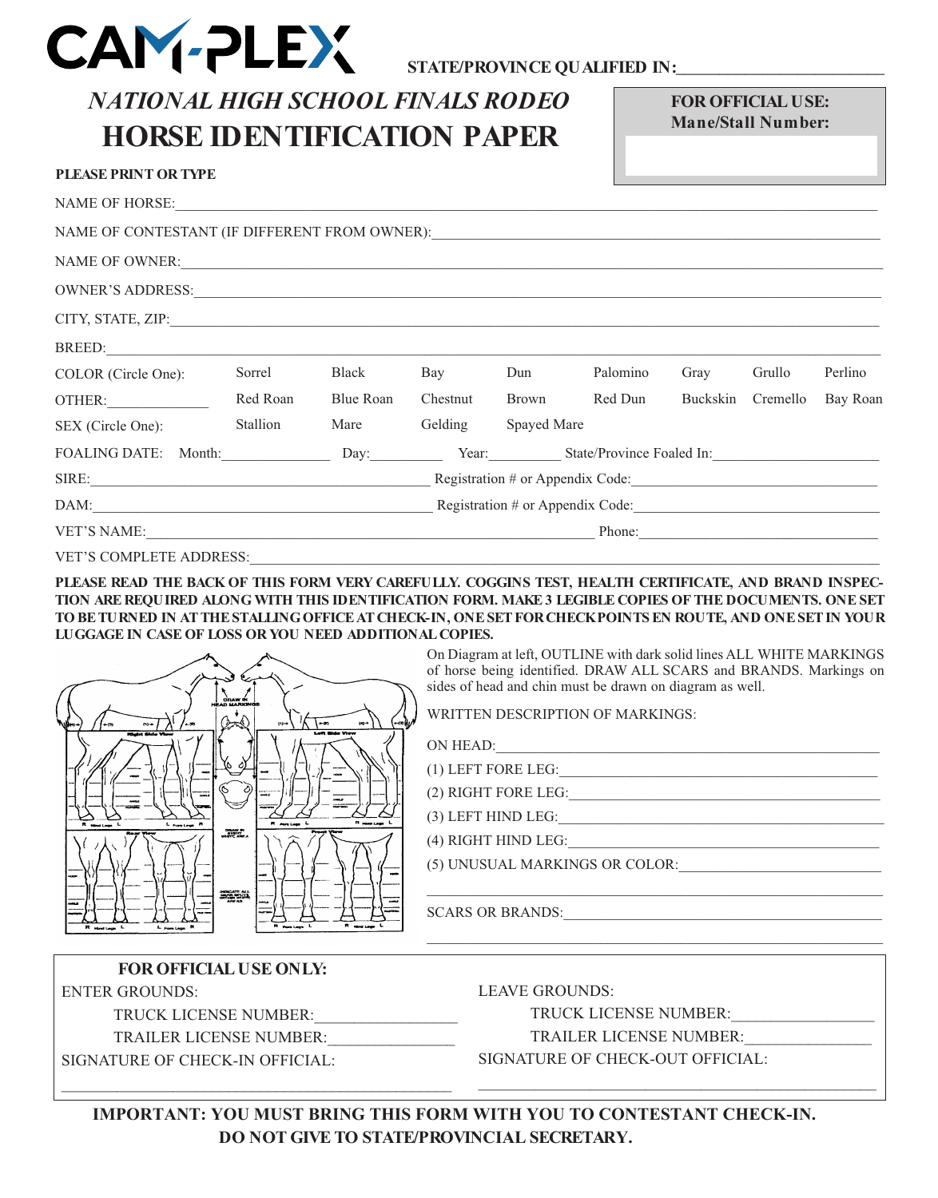CAM-PLEX

STATE/PROVINCE QUALIFIED IN:________________________

# *NATIONAL HIGH SCHOOL FINALS RODEO*
# HORSE IDENTIFICATION PAPER

**FOR OFFICIAL USE:**
**Mane/Stall Number:**

**PLEASE PRINT OR TYPE**

NAME OF HORSE:_______________________________________________

NAME OF CONTESTANT (IF DIFFERENT FROM OWNER):_______________________________________________

NAME OF OWNER:_______________________________________________

OWNER'S ADDRESS:_______________________________________________

CITY, STATE, ZIP:_______________________________________________

BREED:_______________________________________________

| COLOR (Circle One): | Sorrel | Black | Bay | Dun | Palomino | Gray | Grullo | Perlino |
|---|---|---|---|---|---|---|---|---|
| OTHER:_____________ | Red Roan | Blue Roan | Chestnut | Brown | Red Dun | Buckskin | Cremello | Bay Roan |
| SEX (Circle One): | Stallion | Mare | Gelding | Spayed Mare | | | | |

FOALING DATE: Month:_____________ Day:__________ Year:__________ State/Province Foaled In:____________________

SIRE:_______________________________ Registration # or Appendix Code:_______________________________

DAM:_______________________________ Registration # or Appendix Code:_______________________________

VET'S NAME:_______________________________ Phone:_______________________________

VET'S COMPLETE ADDRESS:_______________________________________________

**PLEASE READ THE BACK OF THIS FORM VERY CAREFULLY. COGGINS TEST, HEALTH CERTIFICATE, AND BRAND INSPECTION ARE REQUIRED ALONG WITH THIS IDENTIFICATION FORM. MAKE 3 LEGIBLE COPIES OF THE DOCUMENTS. ONE SET TO BE TURNED IN AT THE STALLING OFFICE AT CHECK-IN, ONE SET FOR CHECKPOINTS EN ROUTE, AND ONE SET IN YOUR LUGGAGE IN CASE OF LOSS OR YOU NEED ADDITIONAL COPIES.**

On Diagram at left, OUTLINE with dark solid lines ALL WHITE MARKINGS of horse being identified. DRAW ALL SCARS and BRANDS. Markings on sides of head and chin must be drawn on diagram as well.

WRITTEN DESCRIPTION OF MARKINGS:

ON HEAD:_______________________________________________

(1) LEFT FORE LEG:_______________________________________________

(2) RIGHT FORE LEG:_______________________________________________

(3) LEFT HIND LEG:_______________________________________________

(4) RIGHT HIND LEG:_______________________________________________

(5) UNUSUAL MARKINGS OR COLOR:_______________________________________________

_______________________________________________

SCARS OR BRANDS:_______________________________________________

_______________________________________________

**FOR OFFICIAL USE ONLY:**

ENTER GROUNDS:

TRUCK LICENSE NUMBER:_________________

TRAILER LICENSE NUMBER:_______________

SIGNATURE OF CHECK-IN OFFICIAL:

_______________________________________________

LEAVE GROUNDS:

TRUCK LICENSE NUMBER:_________________

TRAILER LICENSE NUMBER:_______________

SIGNATURE OF CHECK-OUT OFFICIAL:

_______________________________________________

**IMPORTANT: YOU MUST BRING THIS FORM WITH YOU TO CONTESTANT CHECK-IN.**
**DO NOT GIVE TO STATE/PROVINCIAL SECRETARY.**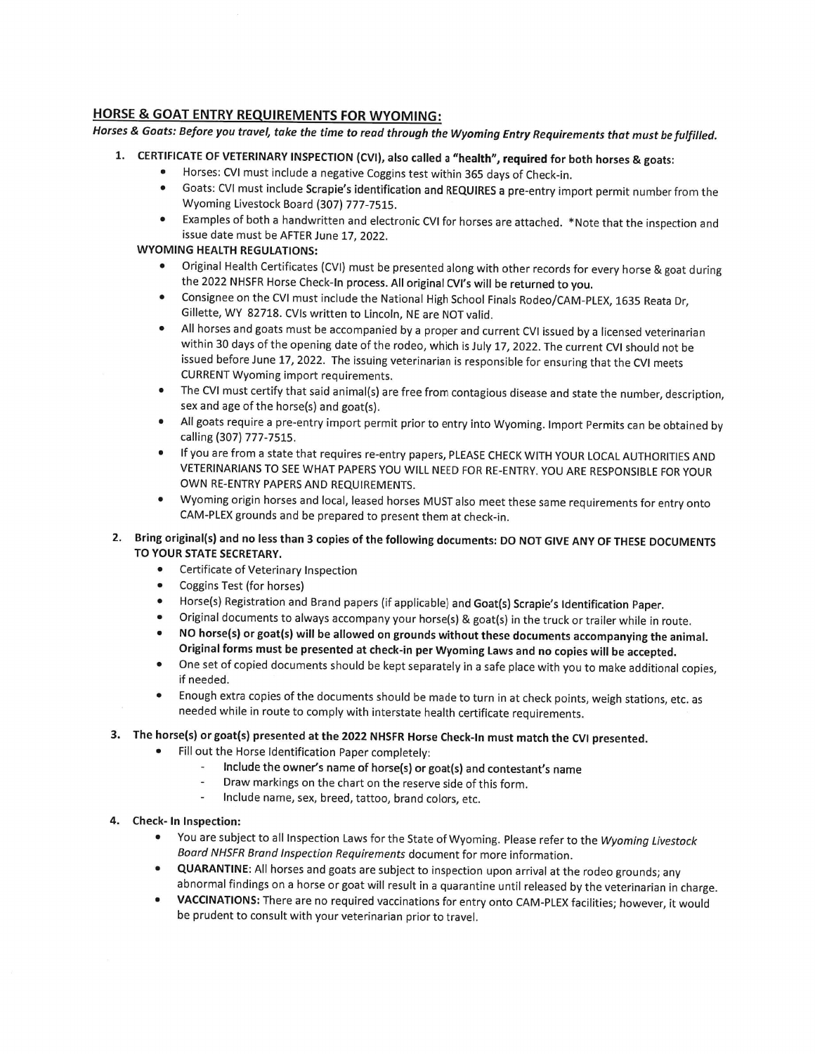## HORSE & GOAT ENTRY REQUIREMENTS FOR WYOMING:

***Horses & Goats: Before you travel, take the time to read through the Wyoming Entry Requirements that must be fulfilled.***

1. **CERTIFICATE OF VETERINARY INSPECTION (CVI), also called a "health", required for both horses & goats:**
   - Horses: CVI must include a negative Coggins test within 365 days of Check-in.
   - Goats: CVI must include **Scrapie's identification** and **REQUIRES a** pre-entry import permit number from the Wyoming Livestock Board (307) 777-7515.
   - Examples of both a handwritten and electronic CVI for horses are attached. *Note that the inspection and issue date must be AFTER June 17, 2022.

   **WYOMING HEALTH REGULATIONS:**
   - Original Health Certificates (CVI) must be presented along with other records for every horse & goat during the 2022 NHSFR Horse Check-In process. **All original CVI's will be returned to you.**
   - Consignee on the CVI must include the National High School Finals Rodeo/CAM-PLEX, 1635 Reata Dr, Gillette, WY 82718. CVIs written to Lincoln, NE are NOT valid.
   - All horses and goats must be accompanied by a proper and current CVI issued by a licensed veterinarian within 30 days of the opening date of the rodeo, which is July 17, 2022. The current CVI should not be issued before June 17, 2022. The issuing veterinarian is responsible for ensuring that the CVI meets CURRENT Wyoming import requirements.
   - The CVI must certify that said animal(s) are free from contagious disease and state the number, description, sex and age of the horse(s) and goat(s).
   - All goats require a pre-entry import permit prior to entry into Wyoming. Import Permits can be obtained by calling (307) 777-7515.
   - If you are from a state that requires re-entry papers, PLEASE CHECK WITH YOUR LOCAL AUTHORITIES AND VETERINARIANS TO SEE WHAT PAPERS YOU WILL NEED FOR RE-ENTRY. YOU ARE RESPONSIBLE FOR YOUR OWN RE-ENTRY PAPERS AND REQUIREMENTS.
   - Wyoming origin horses and local, leased horses MUST also meet these same requirements for entry onto CAM-PLEX grounds and be prepared to present them at check-in.

2. **Bring original(s) and no less than 3 copies of the following documents: DO NOT GIVE ANY OF THESE DOCUMENTS TO YOUR STATE SECRETARY.**
   - Certificate of Veterinary Inspection
   - Coggins Test (for horses)
   - Horse(s) Registration and Brand papers (if applicable) and **Goat(s) Scrapie's Identification Paper.**
   - Original documents to always accompany your horse(s) & goat(s) in the truck or trailer while in route.
   - **NO horse(s) or goat(s) will be allowed on grounds without these documents accompanying the animal. Original forms must be presented at check-in per Wyoming Laws and no copies will be accepted.**
   - One set of copied documents should be kept separately in a safe place with you to make additional copies, if needed.
   - Enough extra copies of the documents should be made to turn in at check points, weigh stations, etc. as needed while in route to comply with interstate health certificate requirements.

3. **The horse(s) or goat(s) presented at the 2022 NHSFR Horse Check-In must match the CVI presented.**
   - Fill out the Horse Identification Paper completely:
     - **Include the owner's name of horse(s) or goat(s) and contestant's name**
     - Draw markings on the chart on the reserve side of this form.
     - Include name, sex, breed, tattoo, brand colors, etc.

4. **Check- In Inspection:**
   - You are subject to all Inspection Laws for the State of Wyoming. Please refer to the *Wyoming Livestock Board NHSFR Brand Inspection Requirements* document for more information.
   - **QUARANTINE:** All horses and goats are subject to inspection upon arrival at the rodeo grounds; any abnormal findings on a horse or goat will result in a quarantine until released by the veterinarian in charge.
   - **VACCINATIONS:** There are no required vaccinations for entry onto CAM-PLEX facilities; however, it would be prudent to consult with your veterinarian prior to travel.